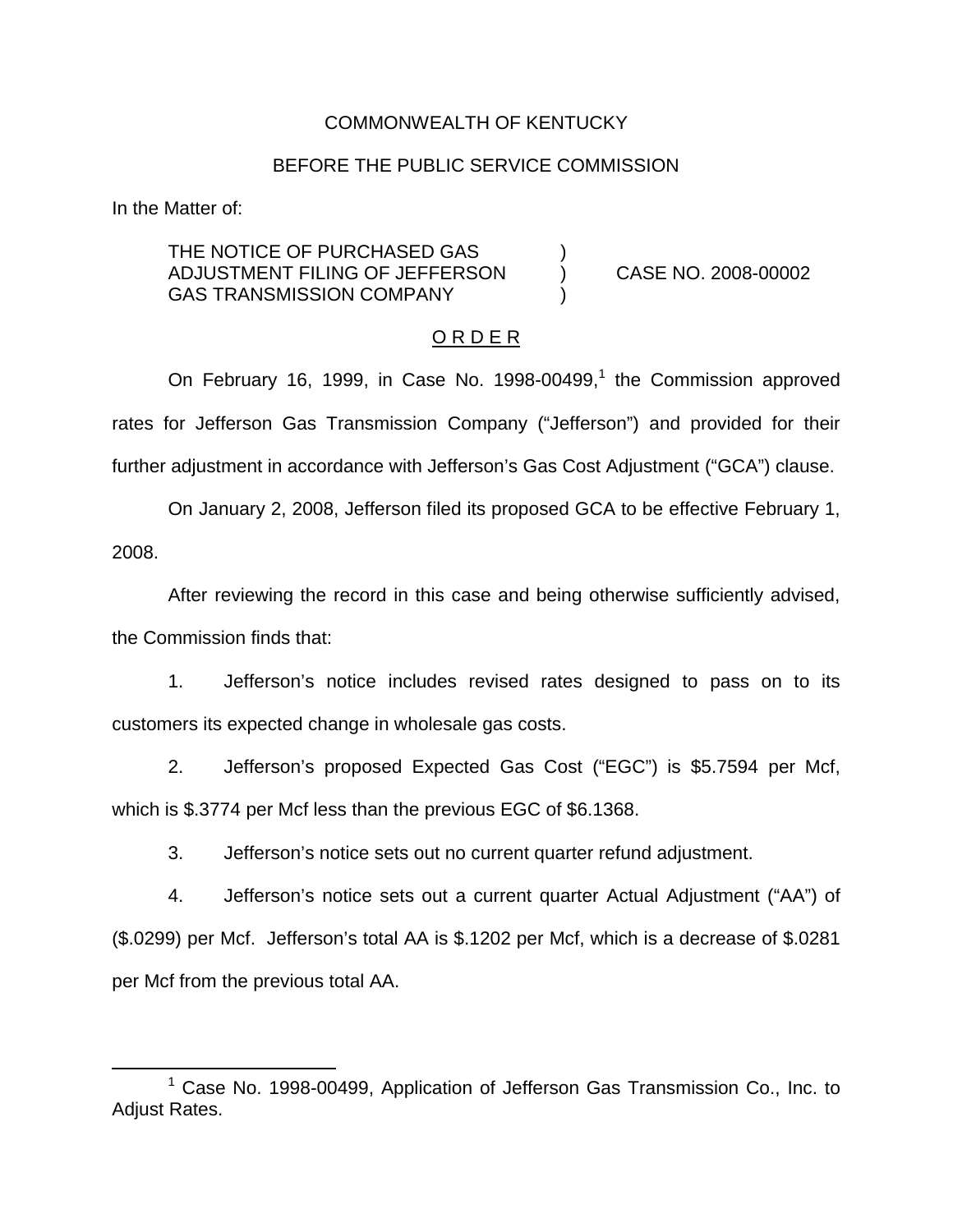COMMONWEALTH OF KENTUCKY

BEFORE THE PUBLIC SERVICE COMMISSION

In the Matter of:

| | | |
|---|---|---|
| THE NOTICE OF PURCHASED GAS ADJUSTMENT FILING OF JEFFERSON GAS TRANSMISSION COMPANY | ) | CASE NO. 2008-00002 |

O R D E R

On February 16, 1999, in Case No. 1998-00499,[1] the Commission approved rates for Jefferson Gas Transmission Company ("Jefferson") and provided for their further adjustment in accordance with Jefferson's Gas Cost Adjustment ("GCA") clause.

On January 2, 2008, Jefferson filed its proposed GCA to be effective February 1, 2008.

After reviewing the record in this case and being otherwise sufficiently advised, the Commission finds that:

1. Jefferson's notice includes revised rates designed to pass on to its customers its expected change in wholesale gas costs.

2. Jefferson's proposed Expected Gas Cost ("EGC") is $5.7594 per Mcf, which is $.3774 per Mcf less than the previous EGC of $6.1368.

3. Jefferson's notice sets out no current quarter refund adjustment.

4. Jefferson's notice sets out a current quarter Actual Adjustment ("AA") of ($.0299) per Mcf. Jefferson's total AA is $.1202 per Mcf, which is a decrease of $.0281 per Mcf from the previous total AA.

[1] Case No. 1998-00499, Application of Jefferson Gas Transmission Co., Inc. to Adjust Rates.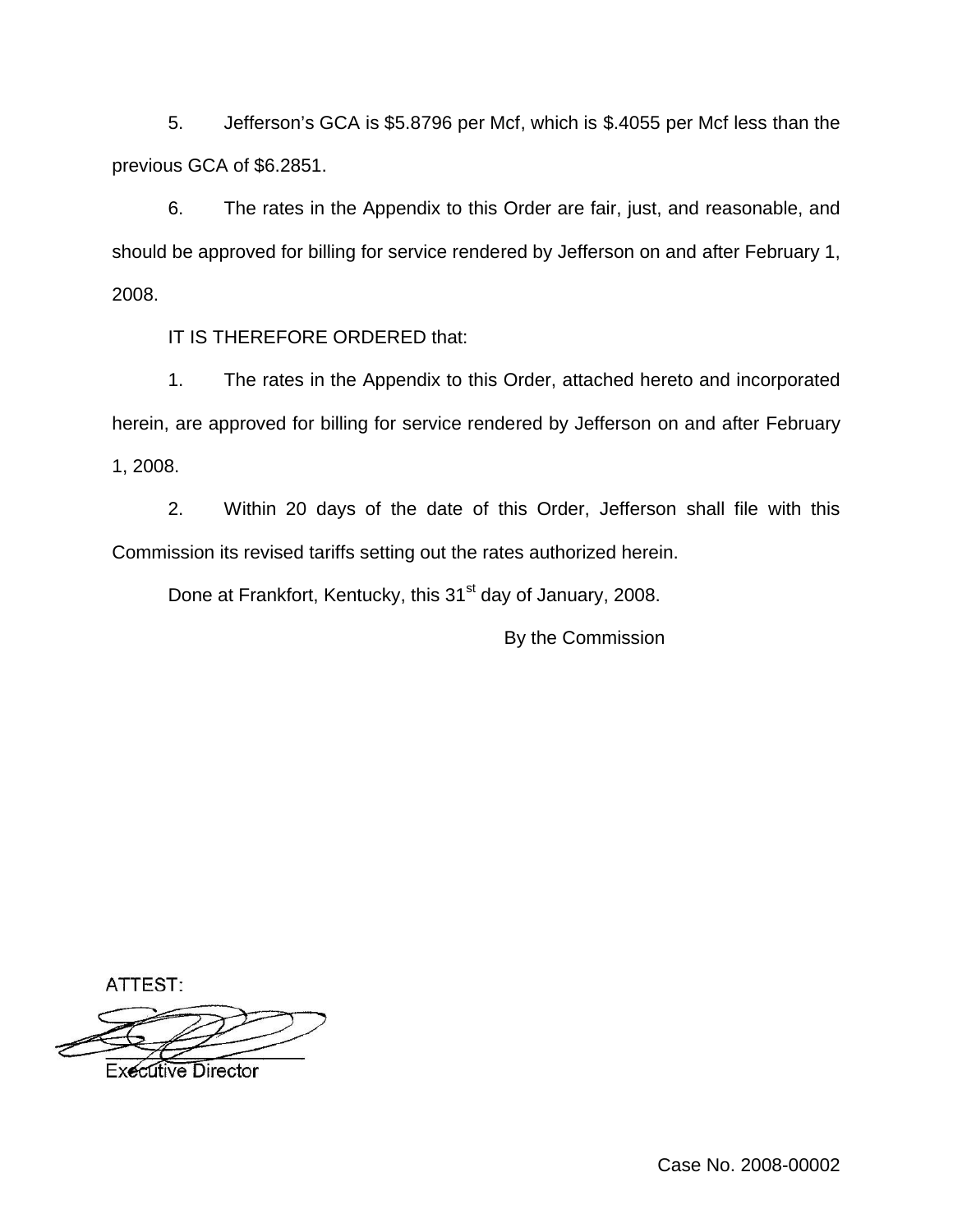5. Jefferson's GCA is \$5.8796 per Mcf, which is \$.4055 per Mcf less than the previous GCA of \$6.2851.

6. The rates in the Appendix to this Order are fair, just, and reasonable, and should be approved for billing for service rendered by Jefferson on and after February 1, 2008.

IT IS THEREFORE ORDERED that:

1. The rates in the Appendix to this Order, attached hereto and incorporated herein, are approved for billing for service rendered by Jefferson on and after February 1, 2008.

2. Within 20 days of the date of this Order, Jefferson shall file with this Commission its revised tariffs setting out the rates authorized herein.

Done at Frankfort, Kentucky, this 31st day of January, 2008.

By the Commission

ATTEST:

Executive Director

Case No. 2008-00002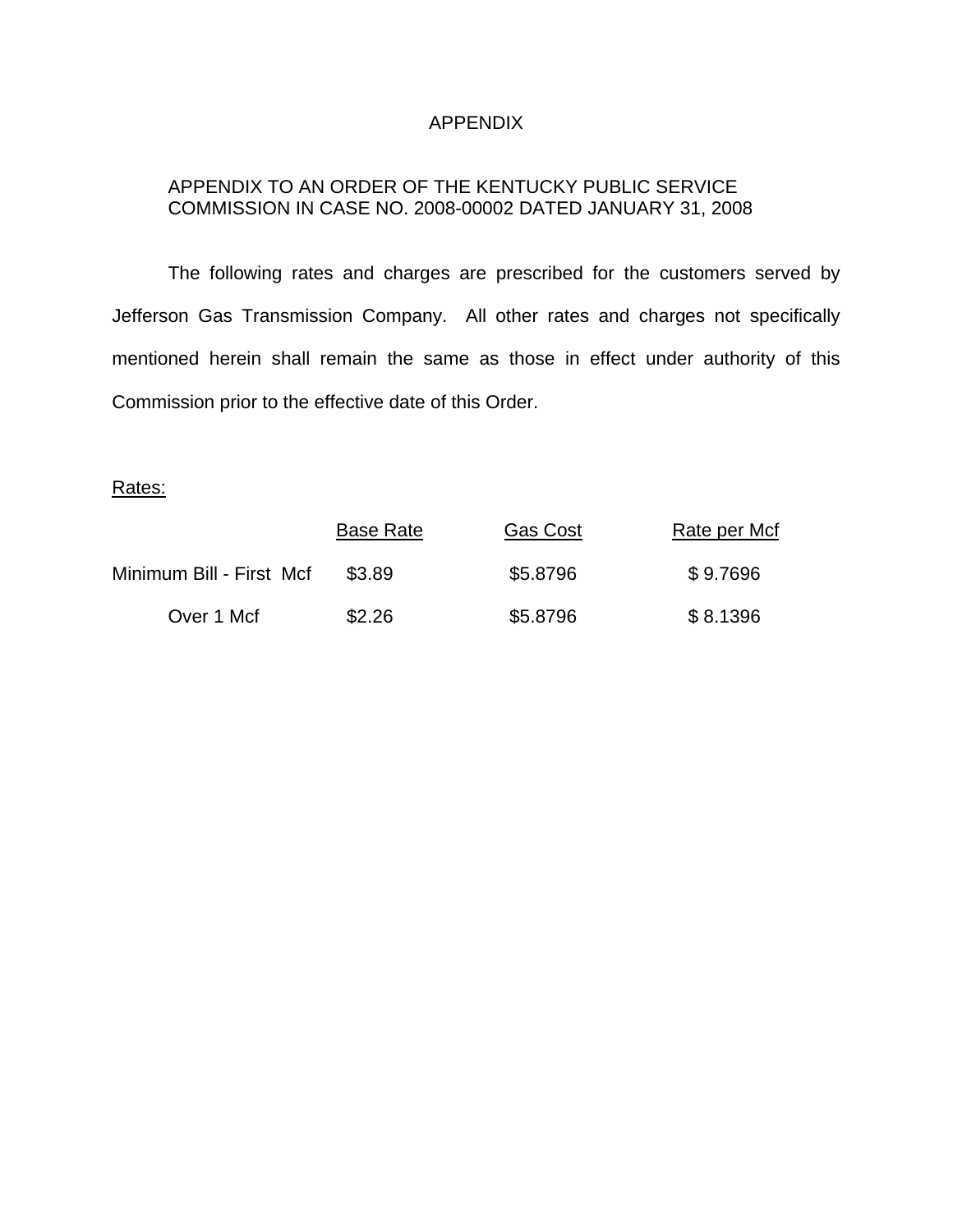# APPENDIX

APPENDIX TO AN ORDER OF THE KENTUCKY PUBLIC SERVICE COMMISSION IN CASE NO. 2008-00002 DATED JANUARY 31, 2008

The following rates and charges are prescribed for the customers served by Jefferson Gas Transmission Company. All other rates and charges not specifically mentioned herein shall remain the same as those in effect under authority of this Commission prior to the effective date of this Order.

Rates:

| | Base Rate | Gas Cost | Rate per Mcf |
|---|---|---|---|
| Minimum Bill - First Mcf | $3.89 | $5.8796 | $ 9.7696 |
| Over 1 Mcf | $2.26 | $5.8796 | $ 8.1396 |